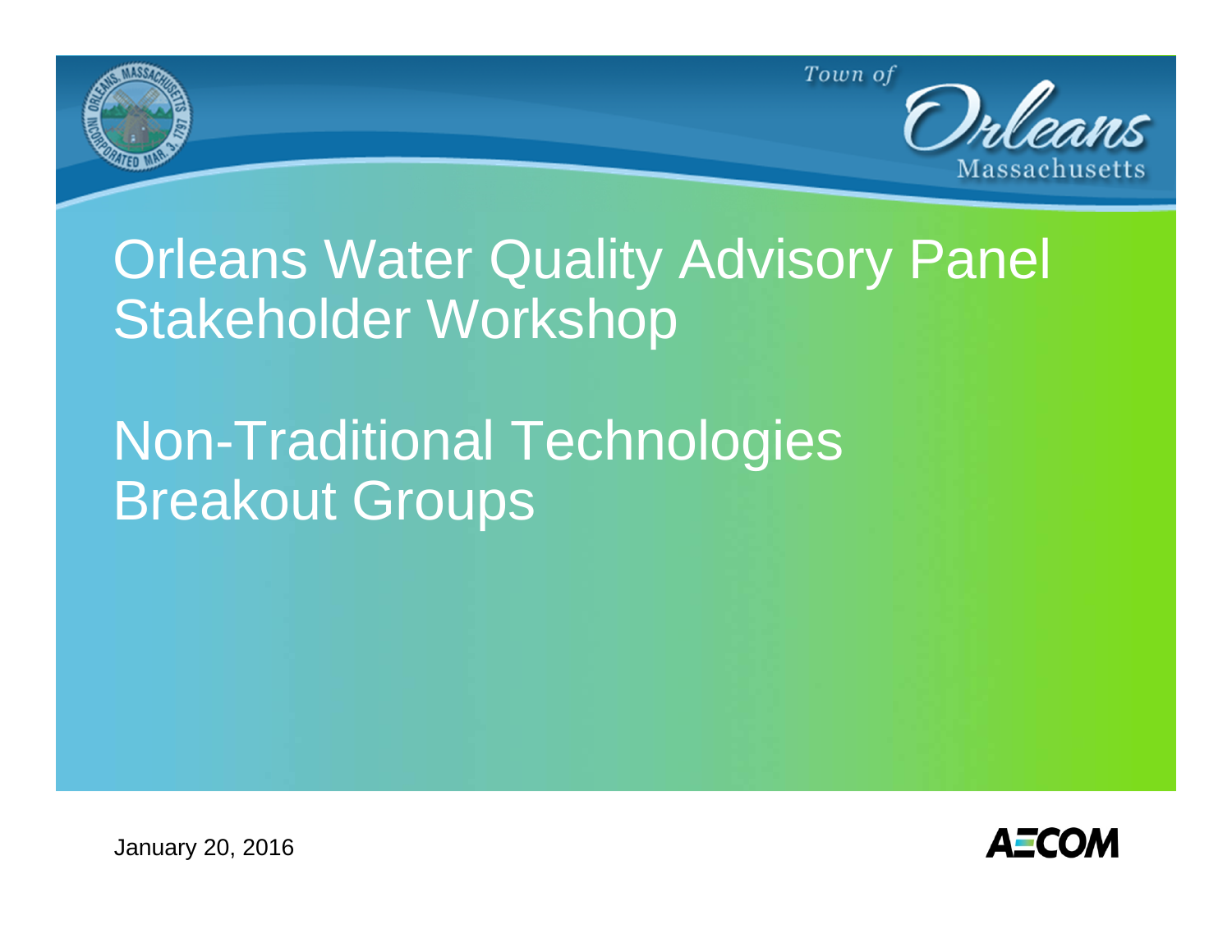Town of Orleans Massachusetts

# Orleans Water Quality Advisory Panel Stakeholder Workshop

# Non-Traditional Technologies Breakout Groups

January 20, 2016

AECOM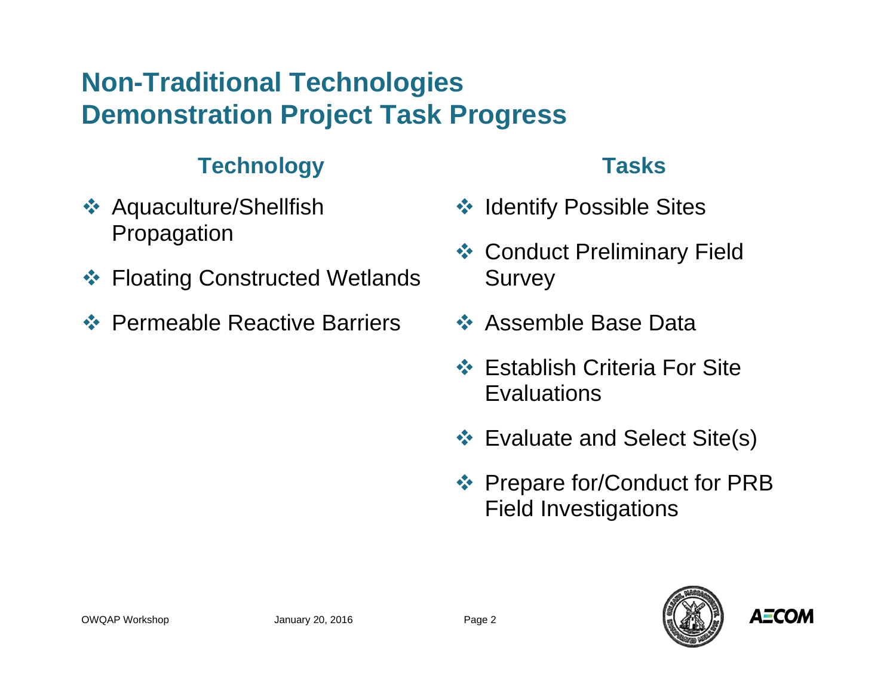# Non-Traditional Technologies Demonstration Project Task Progress

## Technology

- Aquaculture/Shellfish Propagation
- Floating Constructed Wetlands
- Permeable Reactive Barriers

## Tasks

- Identify Possible Sites
- Conduct Preliminary Field Survey
- Assemble Base Data
- Establish Criteria For Site Evaluations
- Evaluate and Select Site(s)
- Prepare for/Conduct for PRB Field Investigations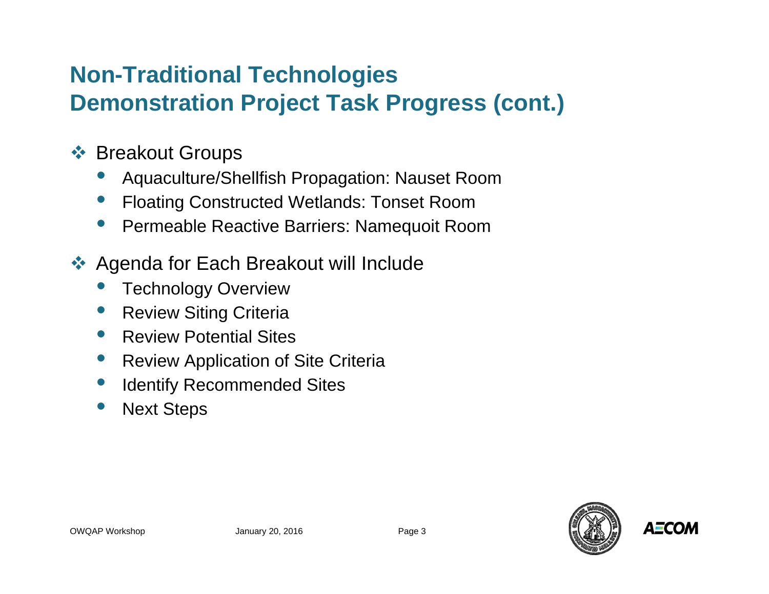# Non-Traditional Technologies Demonstration Project Task Progress (cont.)

- Breakout Groups
  - Aquaculture/Shellfish Propagation: Nauset Room
  - Floating Constructed Wetlands: Tonset Room
  - Permeable Reactive Barriers: Namequoit Room
- Agenda for Each Breakout will Include
  - Technology Overview
  - Review Siting Criteria
  - Review Potential Sites
  - Review Application of Site Criteria
  - Identify Recommended Sites
  - Next Steps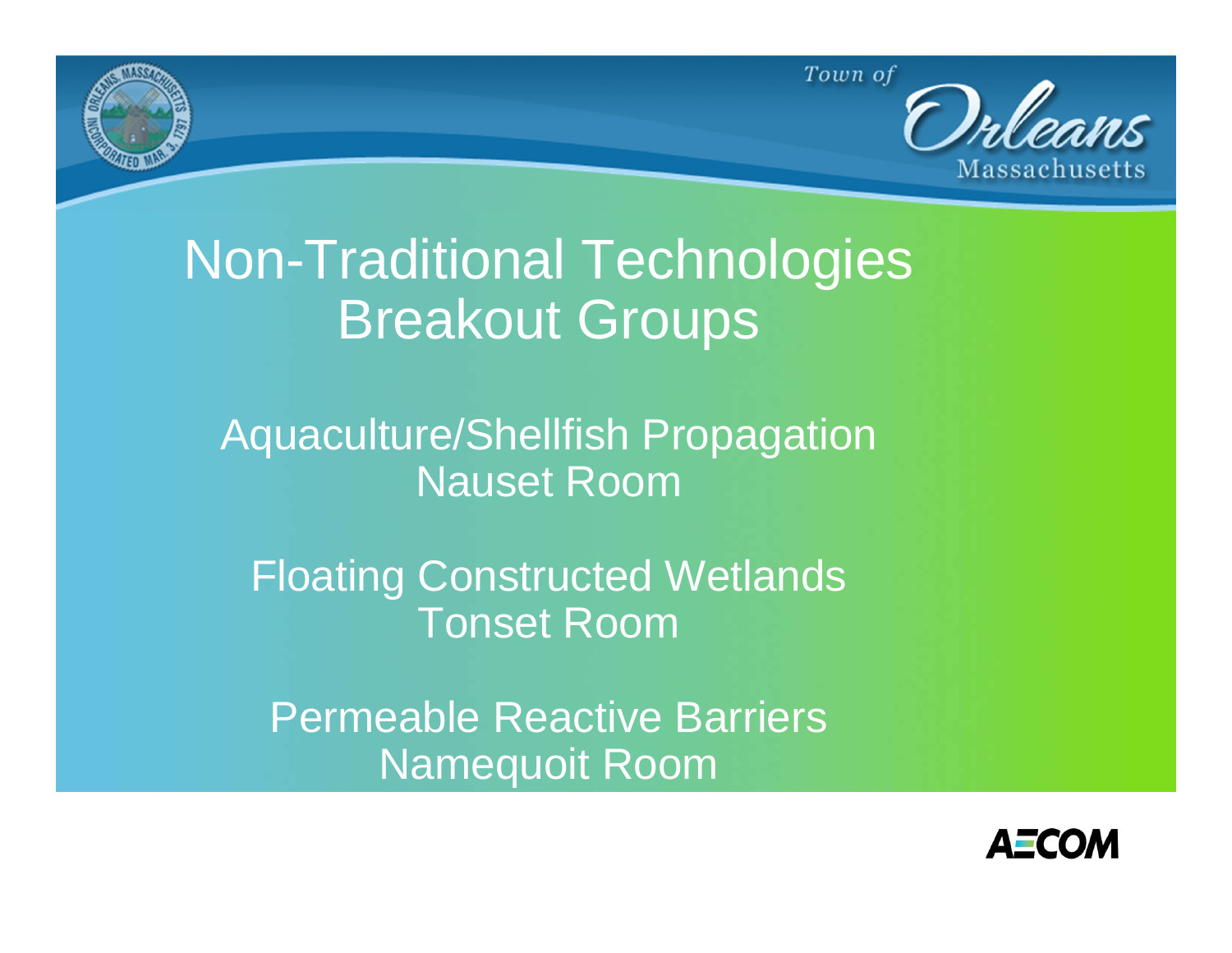# Non-Traditional Technologies Breakout Groups

Aquaculture/Shellfish Propagation
Nauset Room

Floating Constructed Wetlands
Tonset Room

Permeable Reactive Barriers
Namequoit Room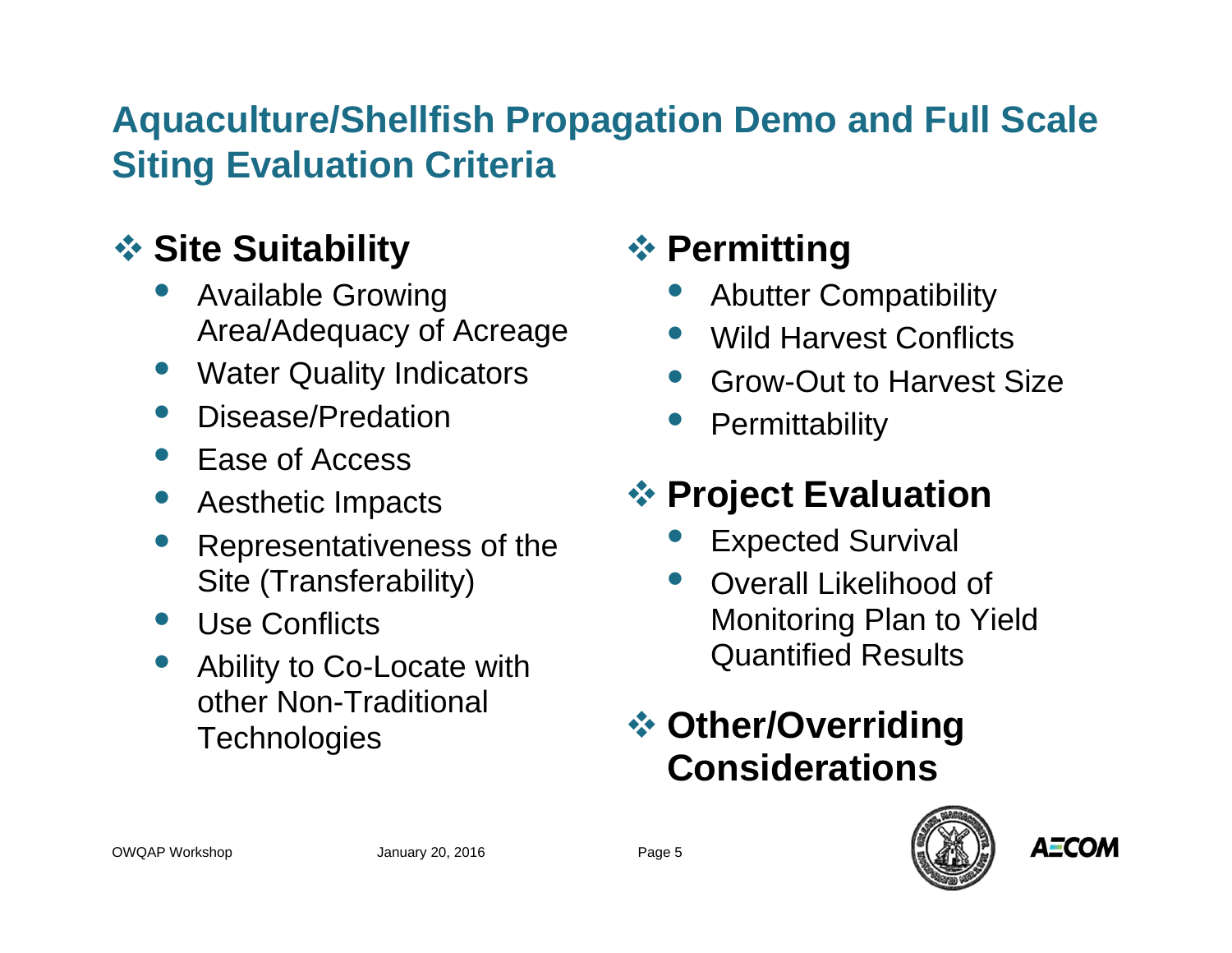# Aquaculture/Shellfish Propagation Demo and Full Scale Siting Evaluation Criteria

## ❖ Site Suitability

- Available Growing Area/Adequacy of Acreage
- Water Quality Indicators
- Disease/Predation
- Ease of Access
- Aesthetic Impacts
- Representativeness of the Site (Transferability)
- Use Conflicts
- Ability to Co-Locate with other Non-Traditional Technologies

## ❖ Permitting

- Abutter Compatibility
- Wild Harvest Conflicts
- Grow-Out to Harvest Size
- Permittability

## ❖ Project Evaluation

- Expected Survival
- Overall Likelihood of Monitoring Plan to Yield Quantified Results

## ❖ Other/Overriding Considerations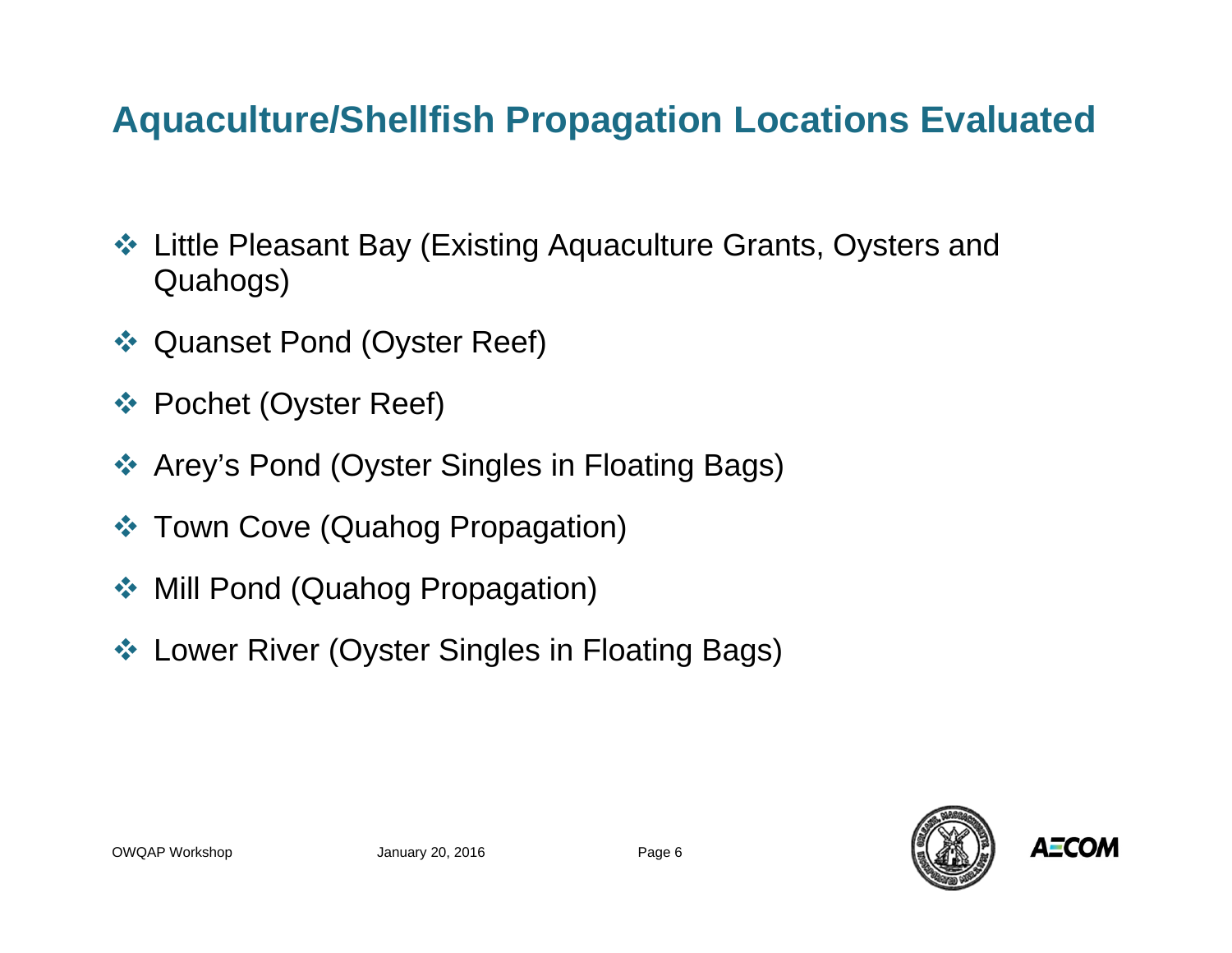# Aquaculture/Shellfish Propagation Locations Evaluated

- Little Pleasant Bay (Existing Aquaculture Grants, Oysters and Quahogs)
- Quanset Pond (Oyster Reef)
- Pochet (Oyster Reef)
- Arey's Pond (Oyster Singles in Floating Bags)
- Town Cove (Quahog Propagation)
- Mill Pond (Quahog Propagation)
- Lower River (Oyster Singles in Floating Bags)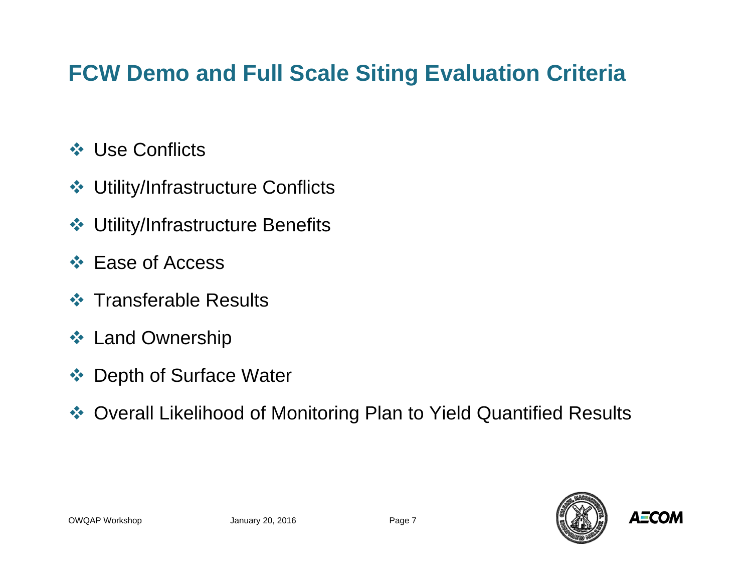# FCW Demo and Full Scale Siting Evaluation Criteria

- Use Conflicts
- Utility/Infrastructure Conflicts
- Utility/Infrastructure Benefits
- Ease of Access
- Transferable Results
- Land Ownership
- Depth of Surface Water
- Overall Likelihood of Monitoring Plan to Yield Quantified Results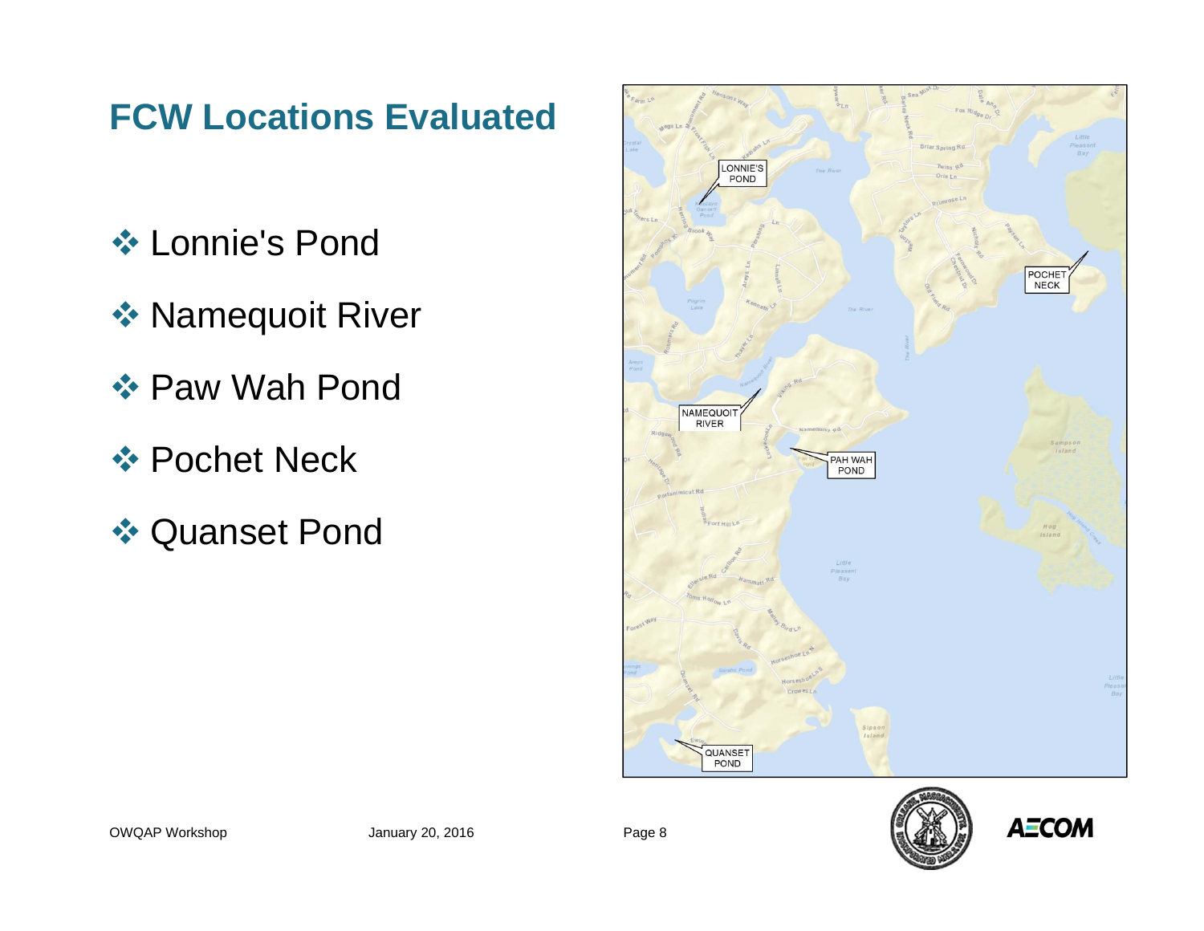# FCW Locations Evaluated

- Lonnie's Pond
- Namequoit River
- Paw Wah Pond
- Pochet Neck
- Quanset Pond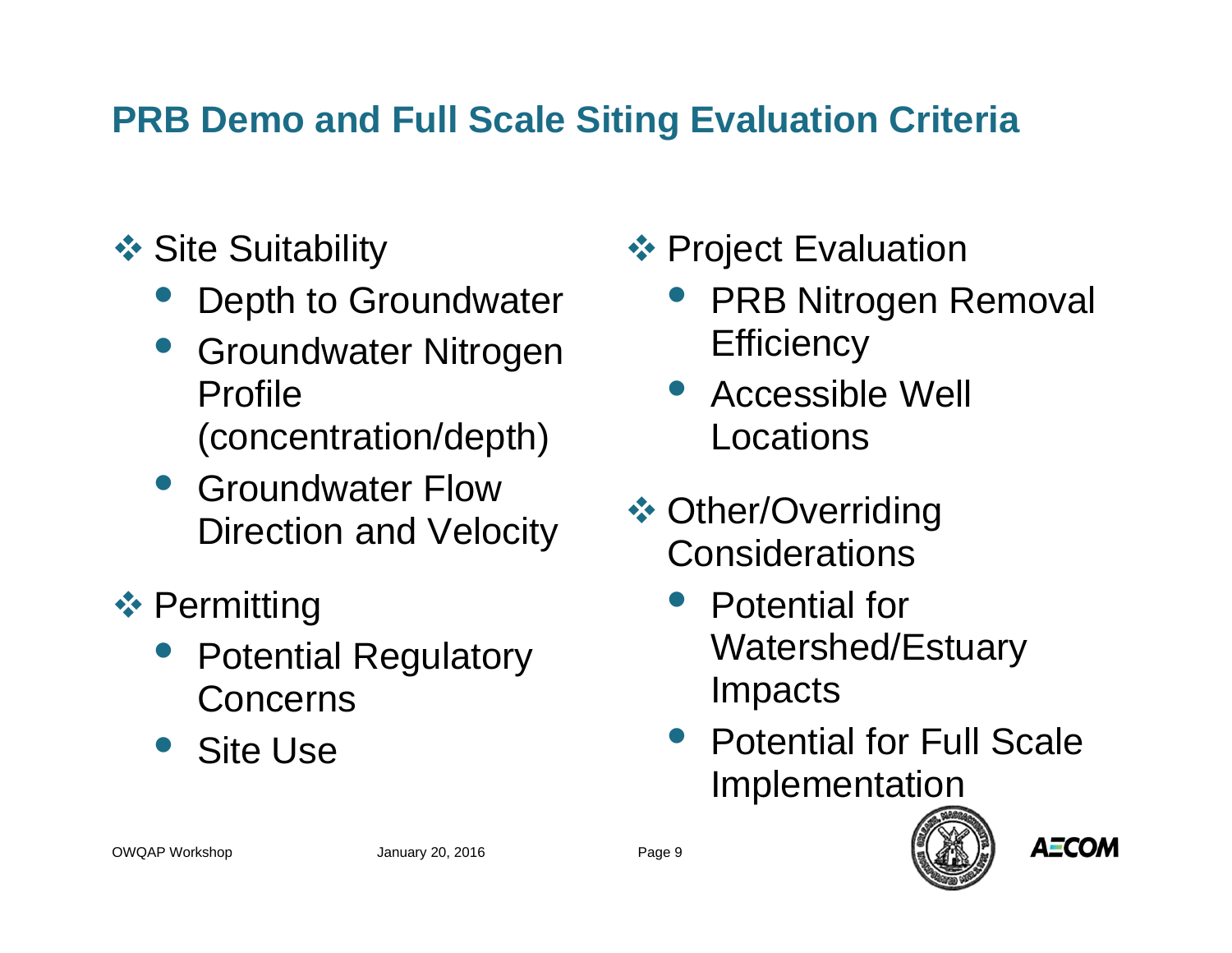## PRB Demo and Full Scale Siting Evaluation Criteria

- ❖ Site Suitability
  - Depth to Groundwater
  - Groundwater Nitrogen Profile (concentration/depth)
  - Groundwater Flow Direction and Velocity
- ❖ Permitting
  - Potential Regulatory Concerns
  - Site Use
- ❖ Project Evaluation
  - PRB Nitrogen Removal Efficiency
  - Accessible Well Locations
- ❖ Other/Overriding Considerations
  - Potential for Watershed/Estuary Impacts
  - Potential for Full Scale Implementation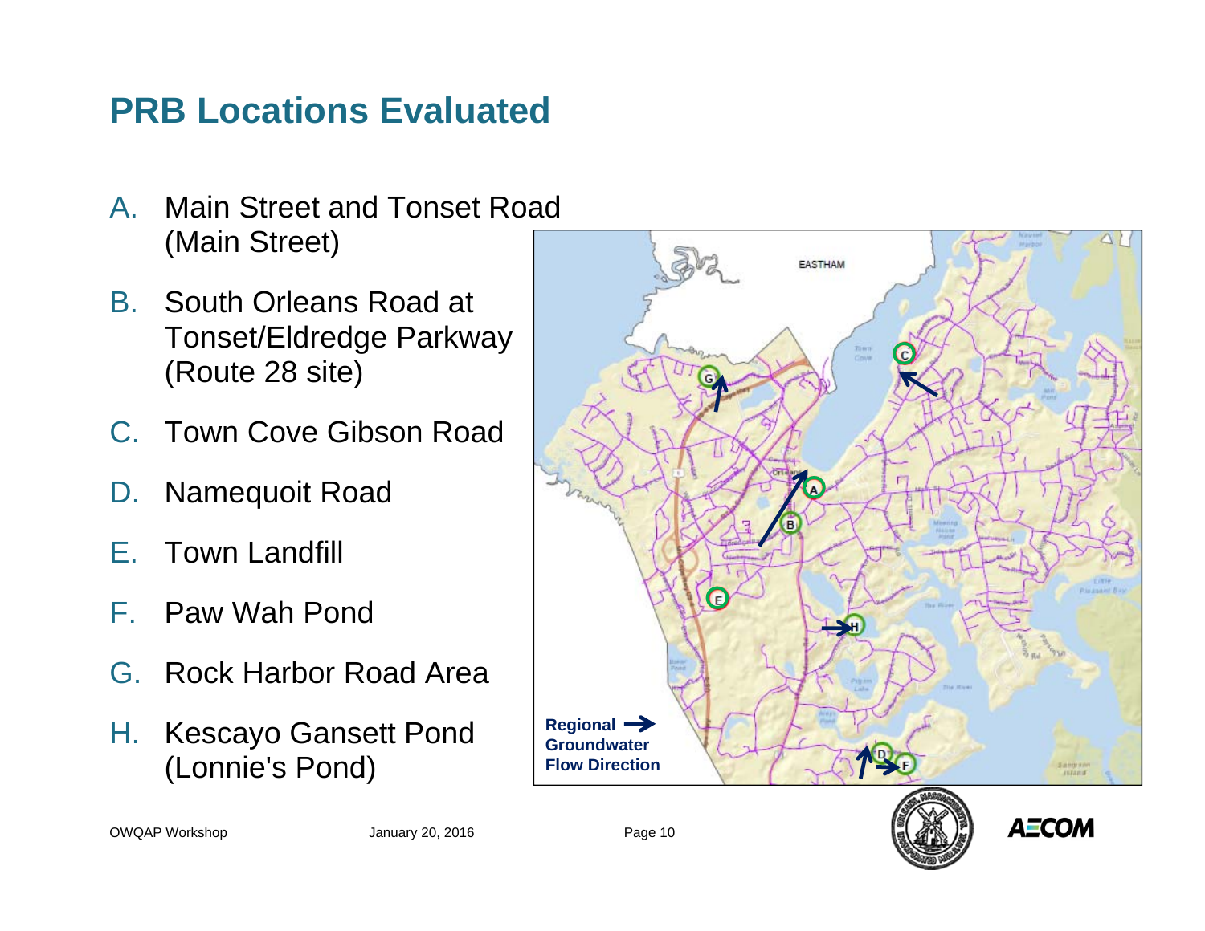## PRB Locations Evaluated

A. Main Street and Tonset Road (Main Street)

B. South Orleans Road at Tonset/Eldredge Parkway (Route 28 site)

C. Town Cove Gibson Road

D. Namequoit Road

E. Town Landfill

F. Paw Wah Pond

G. Rock Harbor Road Area

H. Kescayo Gansett Pond (Lonnie's Pond)

EASTHAM

Regional Groundwater Flow Direction

OWQAP Workshop January 20, 2016